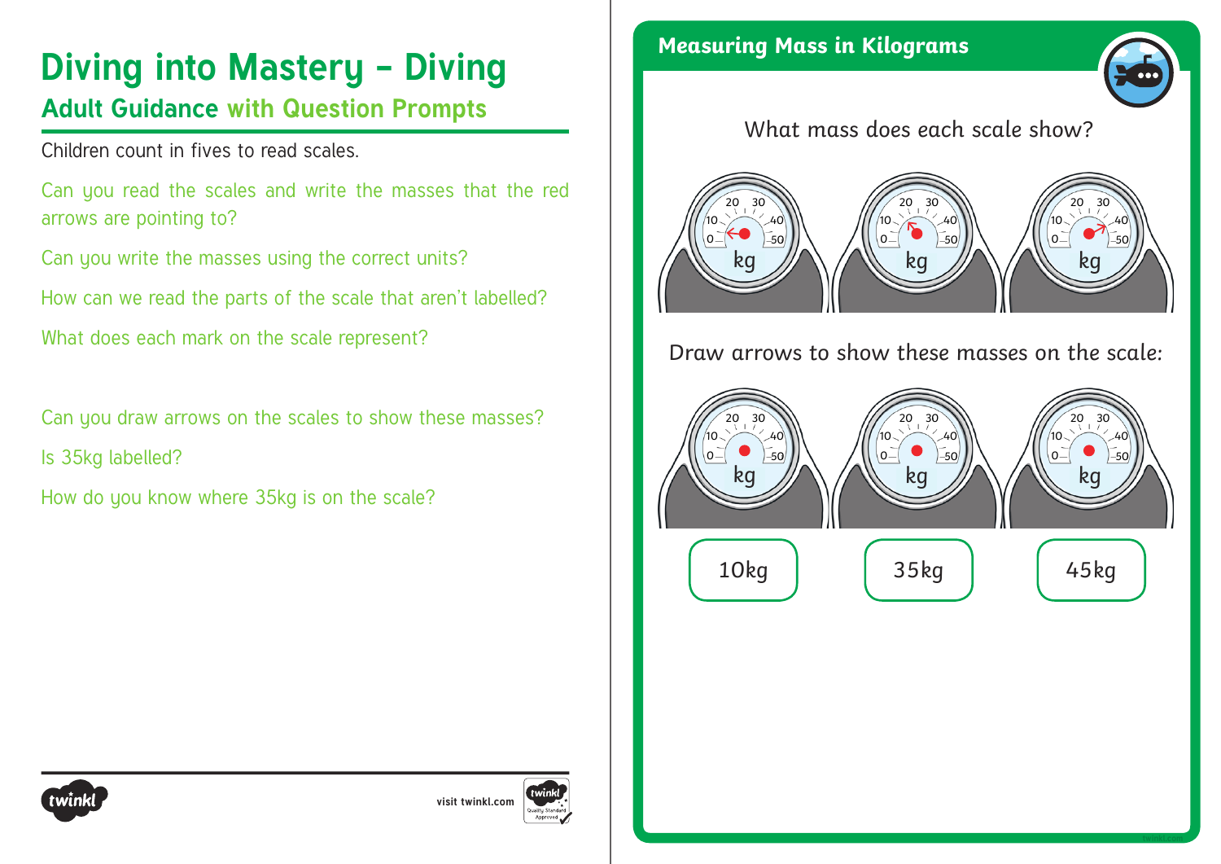# Diving into Mastery – Diving

## Adult Guidance with Question Prompts

Children count in fives to read scales.

Can you read the scales and write the masses that the red arrows are pointing to?

Can you write the masses using the correct units?

How can we read the parts of the scale that aren't labelled?

What does each mark on the scale represent?

Can you draw arrows on the scales to show these masses?

Is 35kg labelled?

How do you know where 35kg is on the scale?

## Measuring Mass in Kilograms

What mass does each scale show?

Draw arrows to show these masses on the scale:

10kg

35kg

45kg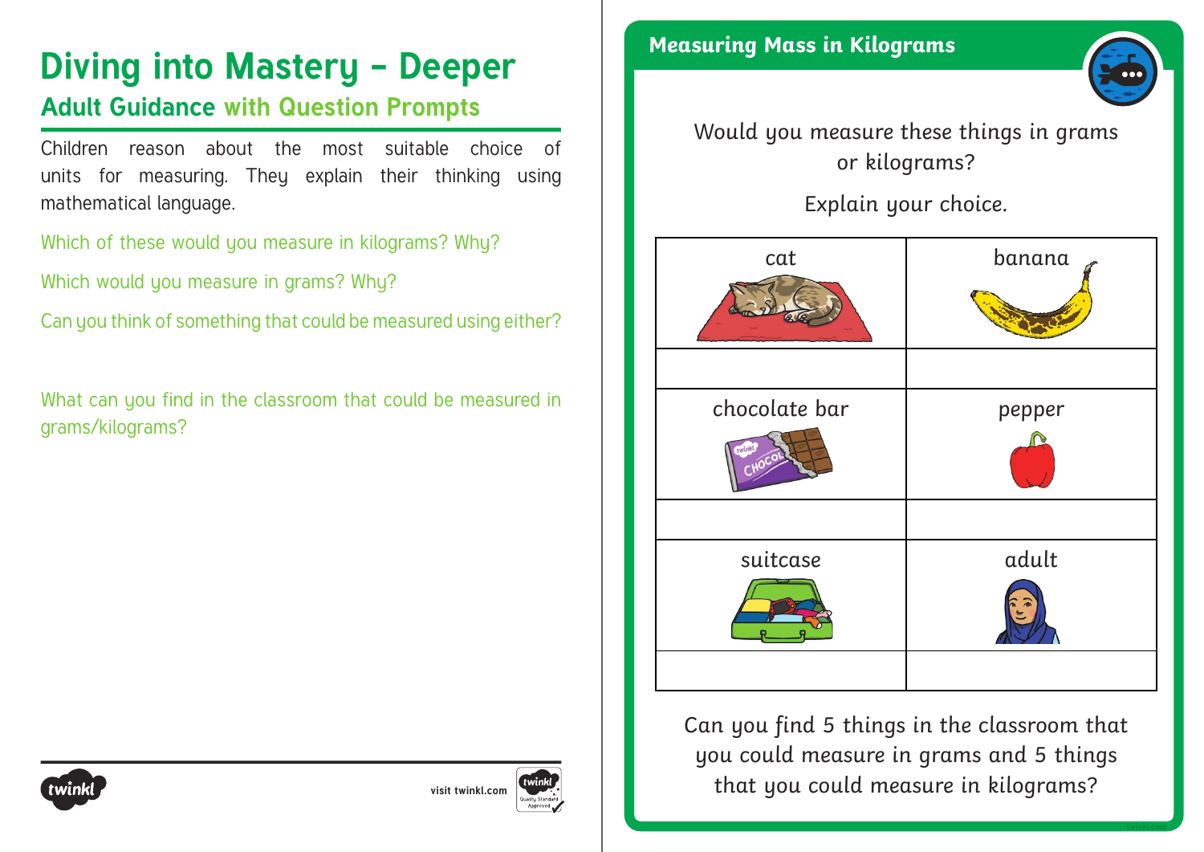# Diving into Mastery – Deeper

## Adult Guidance with Question Prompts

Children reason about the most suitable choice of units for measuring. They explain their thinking using mathematical language.

Which of these would you measure in kilograms? Why?

Which would you measure in grams? Why?

Can you think of something that could be measured using either?

What can you find in the classroom that could be measured in grams/kilograms?

## Measuring Mass in Kilograms

Would you measure these things in grams or kilograms?

Explain your choice.

| cat | banana |
|---|---|
| | |
| chocolate bar | pepper |
| | |
| suitcase | adult |
| | |

Can you find 5 things in the classroom that you could measure in grams and 5 things that you could measure in kilograms?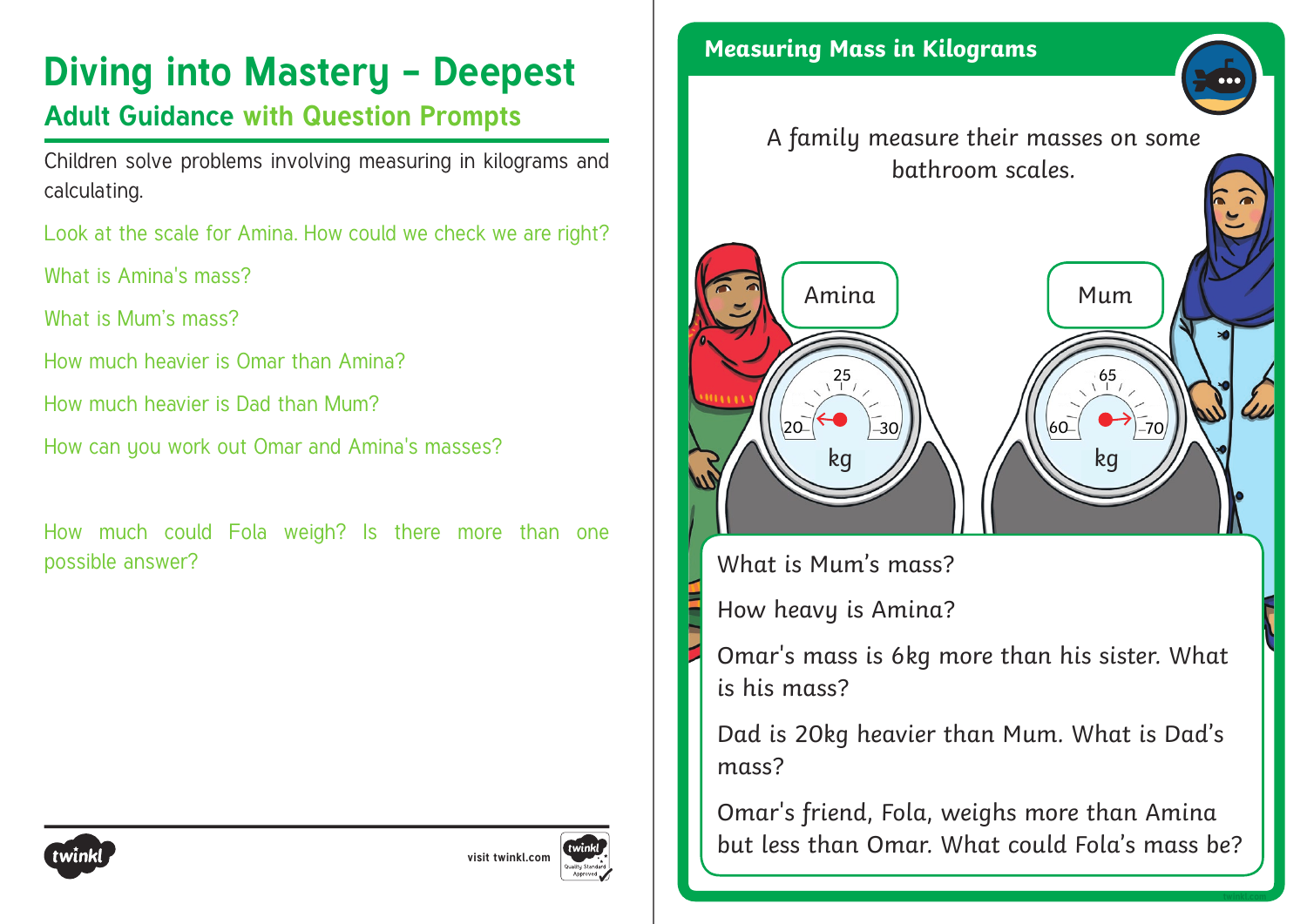# Diving into Mastery – Deepest

## Adult Guidance with Question Prompts

Children solve problems involving measuring in kilograms and calculating.

Look at the scale for Amina. How could we check we are right?

What is Amina's mass?

What is Mum's mass?

How much heavier is Omar than Amina?

How much heavier is Dad than Mum?

How can you work out Omar and Amina's masses?

How much could Fola weigh? Is there more than one possible answer?

## Measuring Mass in Kilograms

A family measure their masses on some bathroom scales.

Amina

25
20
30
kg

Mum

65
60
70
kg

What is Mum's mass?

How heavy is Amina?

Omar's mass is 6kg more than his sister. What is his mass?

Dad is 20kg heavier than Mum. What is Dad's mass?

Omar's friend, Fola, weighs more than Amina but less than Omar. What could Fola's mass be?